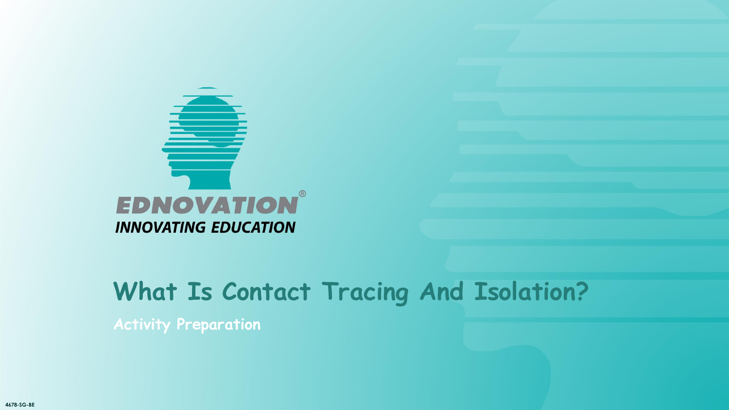EDNOVATION®

*INNOVATING EDUCATION*

# What Is Contact Tracing And Isolation?

## Activity Preparation

4678-SG-BE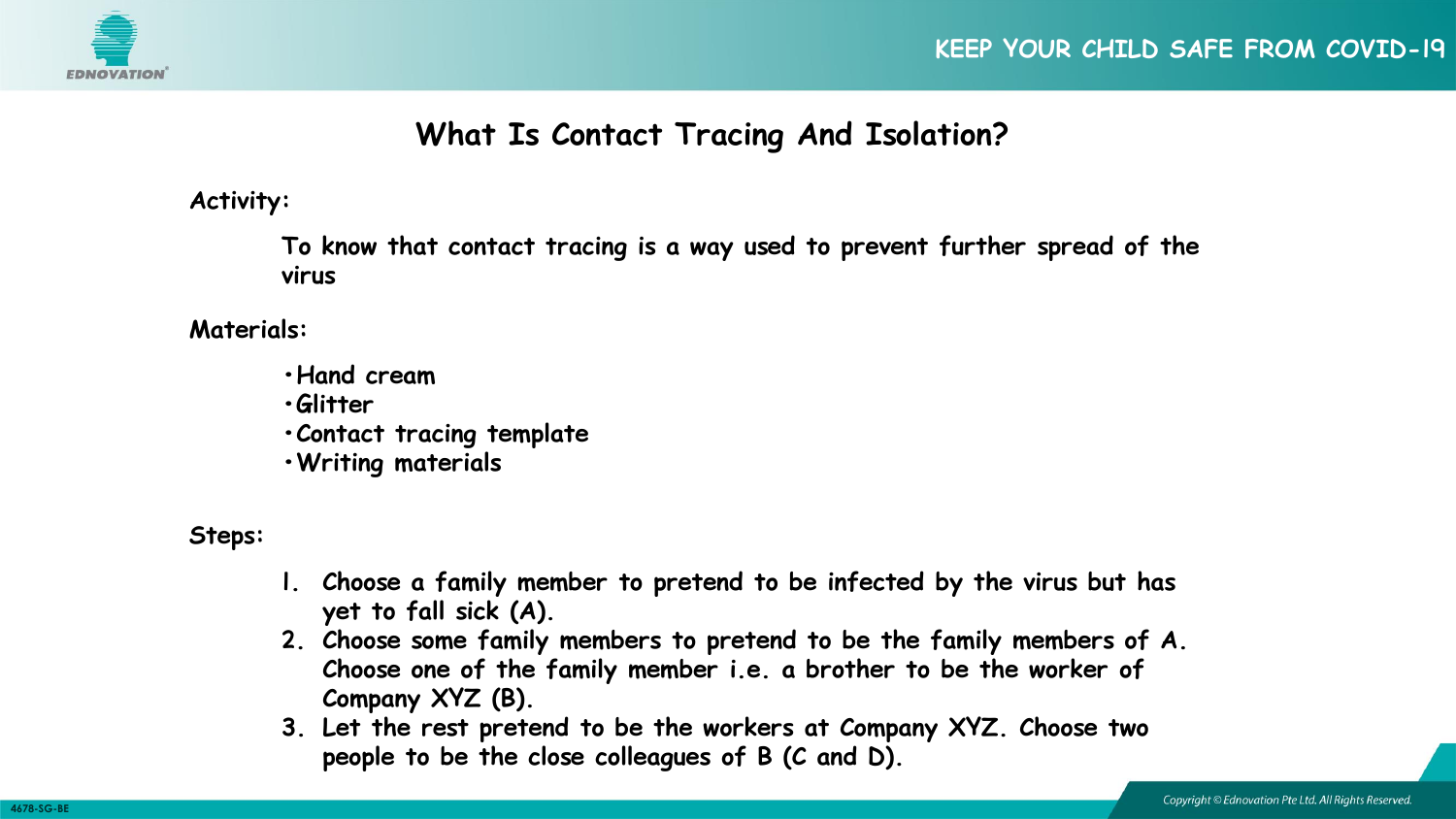# What Is Contact Tracing And Isolation?

**Activity:**

To know that contact tracing is a way used to prevent further spread of the virus

**Materials:**

- Hand cream
- Glitter
- Contact tracing template
- Writing materials

**Steps:**

1. Choose a family member to pretend to be infected by the virus but has yet to fall sick (A).
2. Choose some family members to pretend to be the family members of A. Choose one of the family member i.e. a brother to be the worker of Company XYZ (B).
3. Let the rest pretend to be the workers at Company XYZ. Choose two people to be the close colleagues of B (C and D).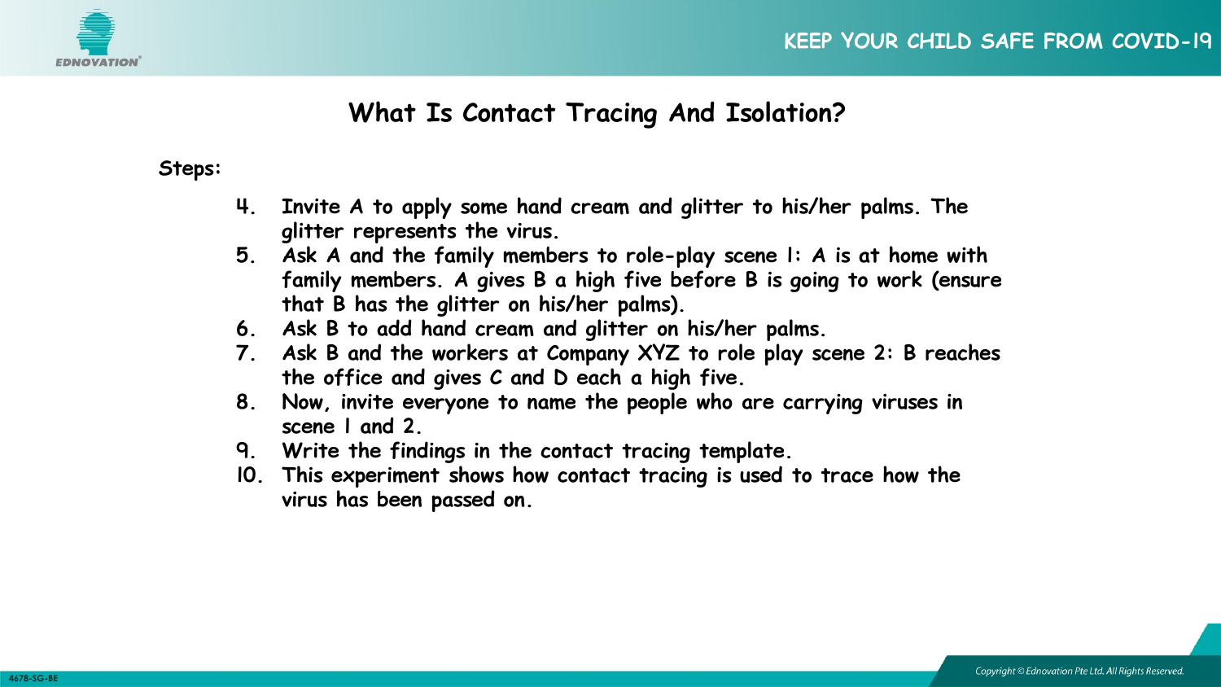# What Is Contact Tracing And Isolation?

**Steps:**

4. Invite A to apply some hand cream and glitter to his/her palms. The glitter represents the virus.
5. Ask A and the family members to role-play scene 1: A is at home with family members. A gives B a high five before B is going to work (ensure that B has the glitter on his/her palms).
6. Ask B to add hand cream and glitter on his/her palms.
7. Ask B and the workers at Company XYZ to role play scene 2: B reaches the office and gives C and D each a high five.
8. Now, invite everyone to name the people who are carrying viruses in scene 1 and 2.
9. Write the findings in the contact tracing template.
10. This experiment shows how contact tracing is used to trace how the virus has been passed on.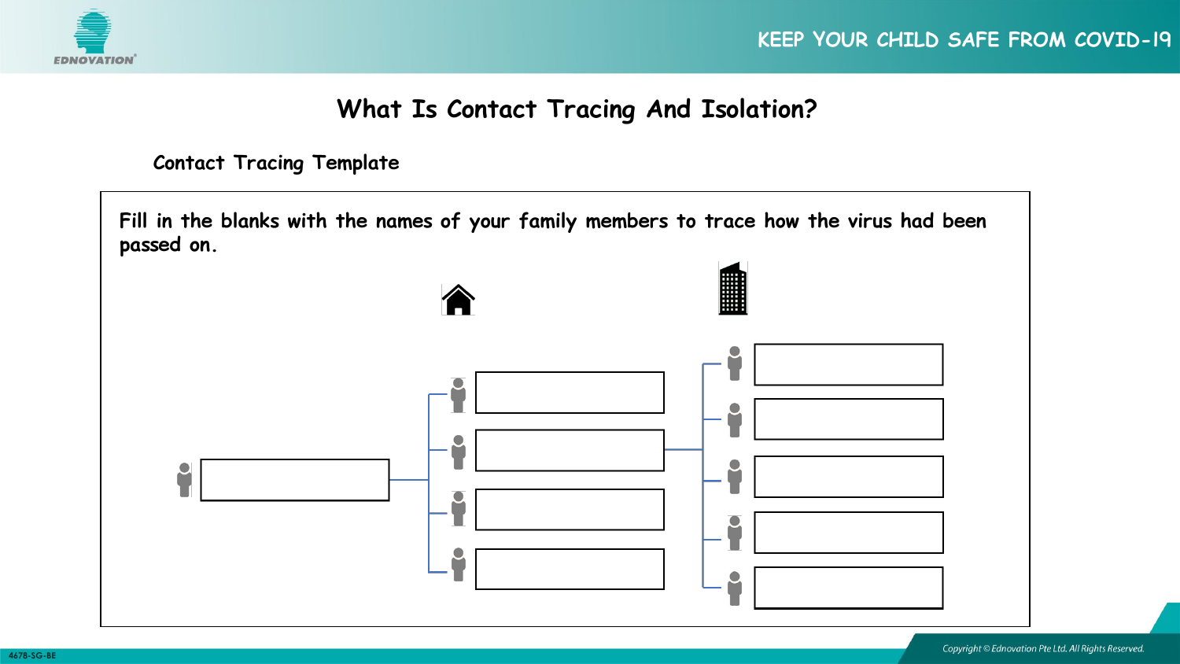## What Is Contact Tracing And Isolation?

### Contact Tracing Template

**Fill in the blanks with the names of your family members to trace how the virus had been passed on.**